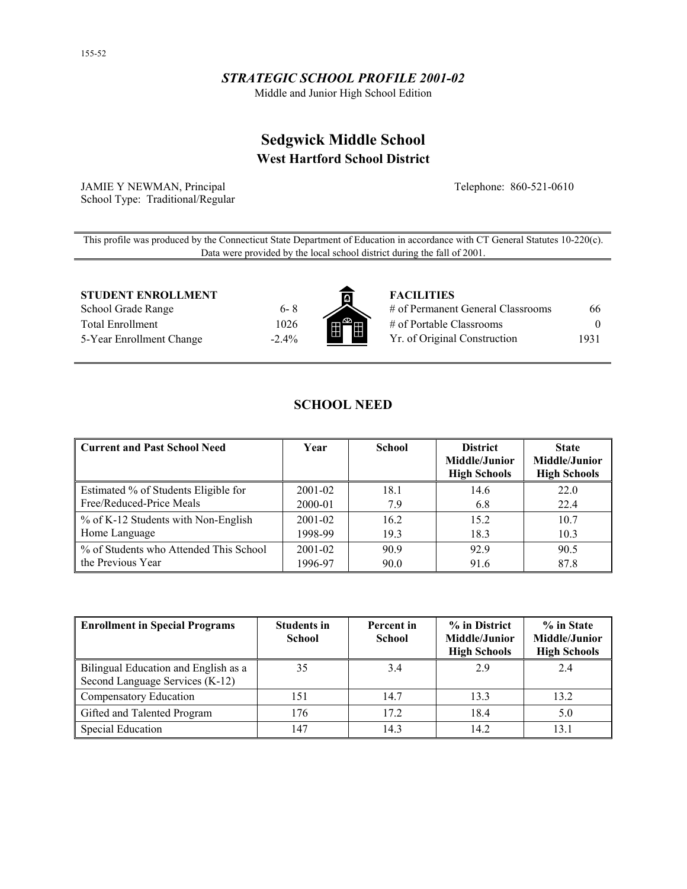155-52

*STRATEGIC SCHOOL PROFILE 2001-02*

Middle and Junior High School Edition

# Sedgwick Middle School

## West Hartford School District

JAMIE Y NEWMAN, Principal
School Type: Traditional/Regular

Telephone: 860-521-0610

This profile was produced by the Connecticut State Department of Education in accordance with CT General Statutes 10-220(c). Data were provided by the local school district during the fall of 2001.

**STUDENT ENROLLMENT**

| | |
|---|---|
| School Grade Range | 6- 8 |
| Total Enrollment | 1026 |
| 5-Year Enrollment Change | -2.4% |

**FACILITIES**

| | |
|---|---|
| # of Permanent General Classrooms | 66 |
| # of Portable Classrooms | 0 |
| Yr. of Original Construction | 1931 |

## SCHOOL NEED

| Current and Past School Need | Year | School | District Middle/Junior High Schools | State Middle/Junior High Schools |
|---|---|---|---|---|
| Estimated % of Students Eligible for Free/Reduced-Price Meals | 2001-02 | 18.1 | 14.6 | 22.0 |
| | 2000-01 | 7.9 | 6.8 | 22.4 |
| % of K-12 Students with Non-English Home Language | 2001-02 | 16.2 | 15.2 | 10.7 |
| | 1998-99 | 19.3 | 18.3 | 10.3 |
| % of Students who Attended This School the Previous Year | 2001-02 | 90.9 | 92.9 | 90.5 |
| | 1996-97 | 90.0 | 91.6 | 87.8 |

| Enrollment in Special Programs | Students in School | Percent in School | % in District Middle/Junior High Schools | % in State Middle/Junior High Schools |
|---|---|---|---|---|
| Bilingual Education and English as a Second Language Services (K-12) | 35 | 3.4 | 2.9 | 2.4 |
| Compensatory Education | 151 | 14.7 | 13.3 | 13.2 |
| Gifted and Talented Program | 176 | 17.2 | 18.4 | 5.0 |
| Special Education | 147 | 14.3 | 14.2 | 13.1 |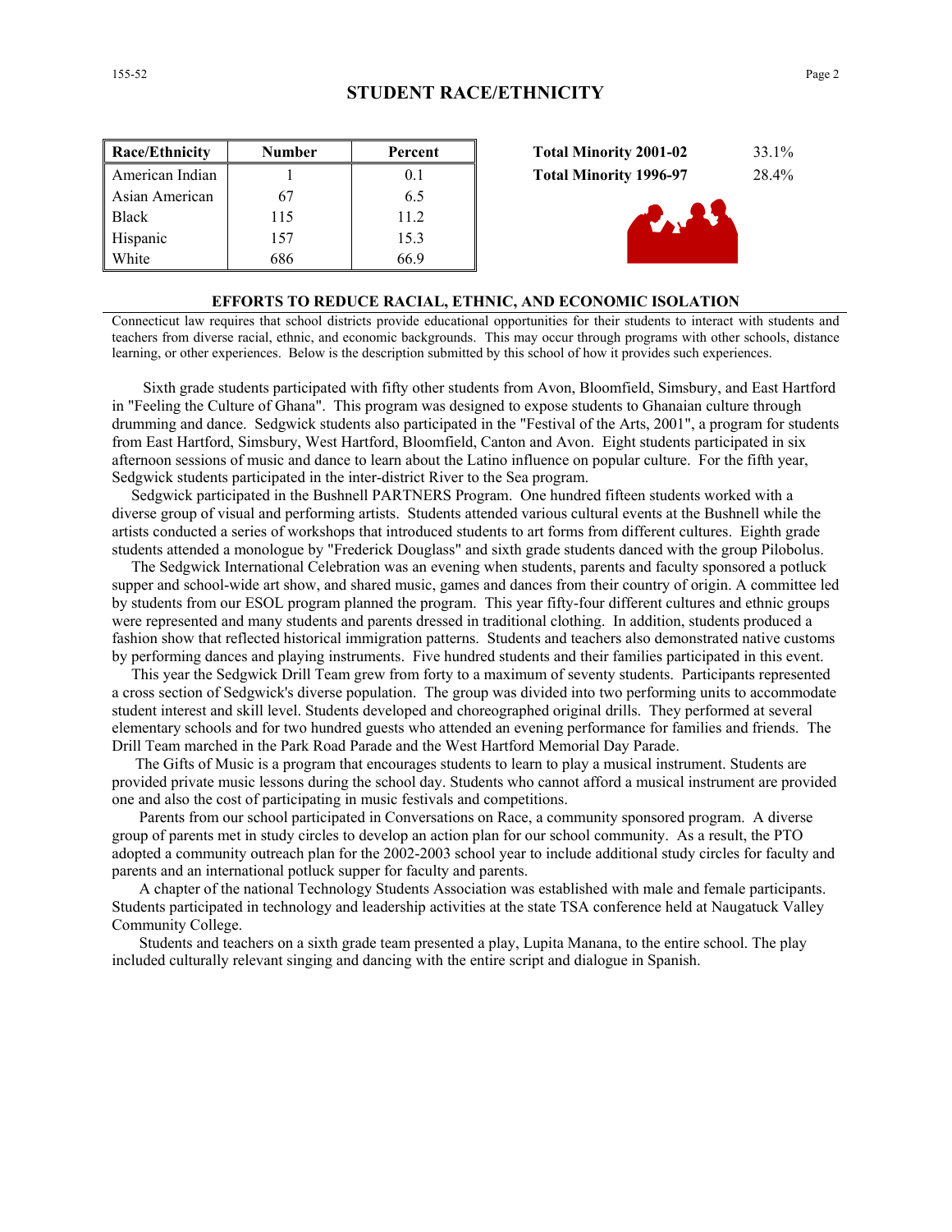## STUDENT RACE/ETHNICITY

| Race/Ethnicity | Number | Percent |
|---|---|---|
| American Indian | 1 | 0.1 |
| Asian American | 67 | 6.5 |
| Black | 115 | 11.2 |
| Hispanic | 157 | 15.3 |
| White | 686 | 66.9 |

| | |
|---|---|
| **Total Minority 2001-02** | 33.1% |
| **Total Minority 1996-97** | 28.4% |

### EFFORTS TO REDUCE RACIAL, ETHNIC, AND ECONOMIC ISOLATION

Connecticut law requires that school districts provide educational opportunities for their students to interact with students and teachers from diverse racial, ethnic, and economic backgrounds. This may occur through programs with other schools, distance learning, or other experiences. Below is the description submitted by this school of how it provides such experiences.

Sixth grade students participated with fifty other students from Avon, Bloomfield, Simsbury, and East Hartford in "Feeling the Culture of Ghana". This program was designed to expose students to Ghanaian culture through drumming and dance. Sedgwick students also participated in the "Festival of the Arts, 2001", a program for students from East Hartford, Simsbury, West Hartford, Bloomfield, Canton and Avon. Eight students participated in six afternoon sessions of music and dance to learn about the Latino influence on popular culture. For the fifth year, Sedgwick students participated in the inter-district River to the Sea program.

Sedgwick participated in the Bushnell PARTNERS Program. One hundred fifteen students worked with a diverse group of visual and performing artists. Students attended various cultural events at the Bushnell while the artists conducted a series of workshops that introduced students to art forms from different cultures. Eighth grade students attended a monologue by "Frederick Douglass" and sixth grade students danced with the group Pilobolus.

The Sedgwick International Celebration was an evening when students, parents and faculty sponsored a potluck supper and school-wide art show, and shared music, games and dances from their country of origin. A committee led by students from our ESOL program planned the program. This year fifty-four different cultures and ethnic groups were represented and many students and parents dressed in traditional clothing. In addition, students produced a fashion show that reflected historical immigration patterns. Students and teachers also demonstrated native customs by performing dances and playing instruments. Five hundred students and their families participated in this event.

This year the Sedgwick Drill Team grew from forty to a maximum of seventy students. Participants represented a cross section of Sedgwick's diverse population. The group was divided into two performing units to accommodate student interest and skill level. Students developed and choreographed original drills. They performed at several elementary schools and for two hundred guests who attended an evening performance for families and friends. The Drill Team marched in the Park Road Parade and the West Hartford Memorial Day Parade.

The Gifts of Music is a program that encourages students to learn to play a musical instrument. Students are provided private music lessons during the school day. Students who cannot afford a musical instrument are provided one and also the cost of participating in music festivals and competitions.

Parents from our school participated in Conversations on Race, a community sponsored program. A diverse group of parents met in study circles to develop an action plan for our school community. As a result, the PTO adopted a community outreach plan for the 2002-2003 school year to include additional study circles for faculty and parents and an international potluck supper for faculty and parents.

A chapter of the national Technology Students Association was established with male and female participants. Students participated in technology and leadership activities at the state TSA conference held at Naugatuck Valley Community College.

Students and teachers on a sixth grade team presented a play, Lupita Manana, to the entire school. The play included culturally relevant singing and dancing with the entire script and dialogue in Spanish.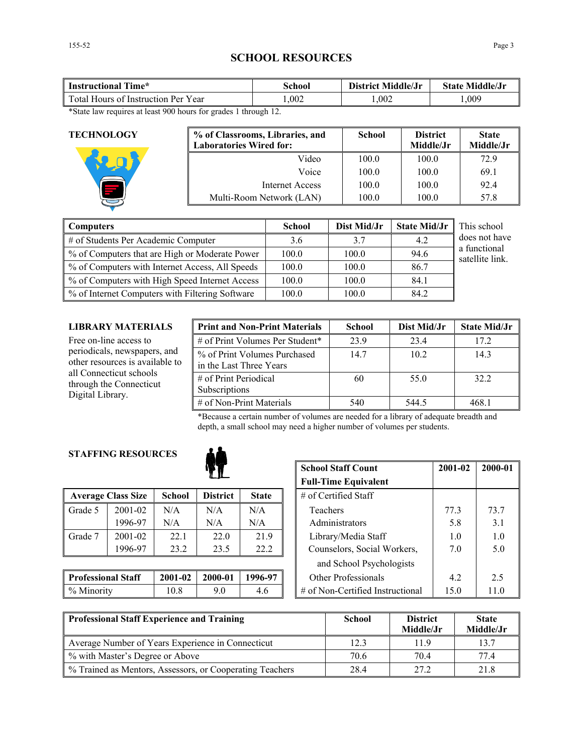# SCHOOL RESOURCES

| Instructional Time* | School | District Middle/Jr | State Middle/Jr |
|---|---|---|---|
| Total Hours of Instruction Per Year | 1,002 | 1,002 | 1,009 |

*State law requires at least 900 hours for grades 1 through 12.

## TECHNOLOGY

| % of Classrooms, Libraries, and Laboratories Wired for: | School | District Middle/Jr | State Middle/Jr |
|---|---|---|---|
| Video | 100.0 | 100.0 | 72.9 |
| Voice | 100.0 | 100.0 | 69.1 |
| Internet Access | 100.0 | 100.0 | 92.4 |
| Multi-Room Network (LAN) | 100.0 | 100.0 | 57.8 |

| Computers | School | Dist Mid/Jr | State Mid/Jr |
|---|---|---|---|
| # of Students Per Academic Computer | 3.6 | 3.7 | 4.2 |
| % of Computers that are High or Moderate Power | 100.0 | 100.0 | 94.6 |
| % of Computers with Internet Access, All Speeds | 100.0 | 100.0 | 86.7 |
| % of Computers with High Speed Internet Access | 100.0 | 100.0 | 84.1 |
| % of Internet Computers with Filtering Software | 100.0 | 100.0 | 84.2 |

This school does not have a functional satellite link.

## LIBRARY MATERIALS

Free on-line access to periodicals, newspapers, and other resources is available to all Connecticut schools through the Connecticut Digital Library.

| Print and Non-Print Materials | School | Dist Mid/Jr | State Mid/Jr |
|---|---|---|---|
| # of Print Volumes Per Student* | 23.9 | 23.4 | 17.2 |
| % of Print Volumes Purchased in the Last Three Years | 14.7 | 10.2 | 14.3 |
| # of Print Periodical Subscriptions | 60 | 55.0 | 32.2 |
| # of Non-Print Materials | 540 | 544.5 | 468.1 |

*Because a certain number of volumes are needed for a library of adequate breadth and depth, a small school may need a higher number of volumes per students.

## STAFFING RESOURCES

| Average Class Size | | School | District | State |
|---|---|---|---|---|
| Grade 5 | 2001-02 | N/A | N/A | N/A |
| | 1996-97 | N/A | N/A | N/A |
| Grade 7 | 2001-02 | 22.1 | 22.0 | 21.9 |
| | 1996-97 | 23.2 | 23.5 | 22.2 |

| Professional Staff | 2001-02 | 2000-01 | 1996-97 |
|---|---|---|---|
| % Minority | 10.8 | 9.0 | 4.6 |

| School Staff Count Full-Time Equivalent | 2001-02 | 2000-01 |
|---|---|---|
| # of Certified Staff | | |
| Teachers | 77.3 | 73.7 |
| Administrators | 5.8 | 3.1 |
| Library/Media Staff | 1.0 | 1.0 |
| Counselors, Social Workers, and School Psychologists | 7.0 | 5.0 |
| Other Professionals | 4.2 | 2.5 |
| # of Non-Certified Instructional | 15.0 | 11.0 |

| Professional Staff Experience and Training | School | District Middle/Jr | State Middle/Jr |
|---|---|---|---|
| Average Number of Years Experience in Connecticut | 12.3 | 11.9 | 13.7 |
| % with Master's Degree or Above | 70.6 | 70.4 | 77.4 |
| % Trained as Mentors, Assessors, or Cooperating Teachers | 28.4 | 27.2 | 21.8 |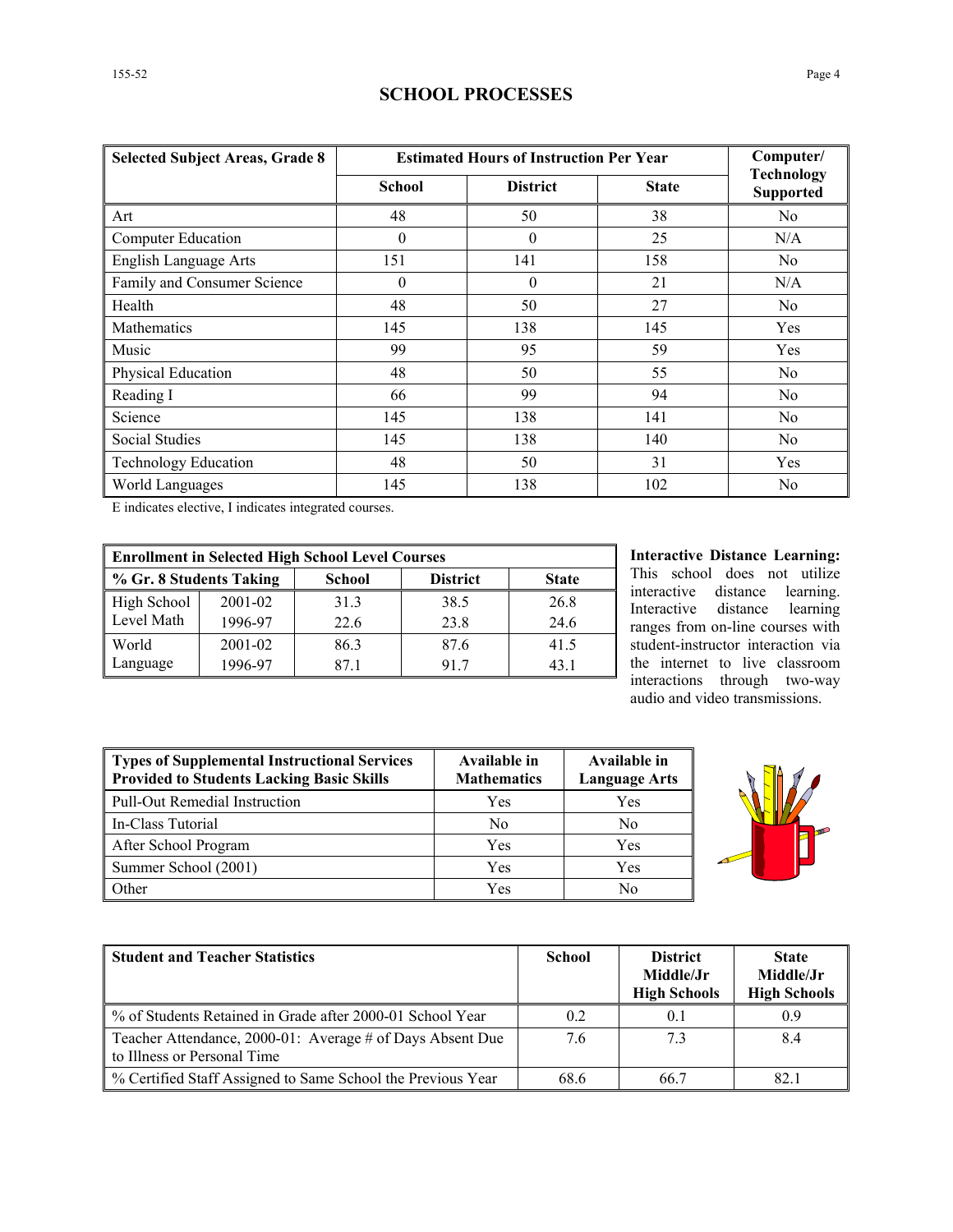## SCHOOL PROCESSES

| Selected Subject Areas, Grade 8 | Estimated Hours of Instruction Per Year | | | Computer/ Technology Supported |
|---|---|---|---|---|
| | School | District | State | |
| Art | 48 | 50 | 38 | No |
| Computer Education | 0 | 0 | 25 | N/A |
| English Language Arts | 151 | 141 | 158 | No |
| Family and Consumer Science | 0 | 0 | 21 | N/A |
| Health | 48 | 50 | 27 | No |
| Mathematics | 145 | 138 | 145 | Yes |
| Music | 99 | 95 | 59 | Yes |
| Physical Education | 48 | 50 | 55 | No |
| Reading I | 66 | 99 | 94 | No |
| Science | 145 | 138 | 141 | No |
| Social Studies | 145 | 138 | 140 | No |
| Technology Education | 48 | 50 | 31 | Yes |
| World Languages | 145 | 138 | 102 | No |

E indicates elective, I indicates integrated courses.

| Enrollment in Selected High School Level Courses | | | | |
|---|---|---|---|---|
| % Gr. 8 Students Taking | | School | District | State |
| High School Level Math | 2001-02 | 31.3 | 38.5 | 26.8 |
| | 1996-97 | 22.6 | 23.8 | 24.6 |
| World Language | 2001-02 | 86.3 | 87.6 | 41.5 |
| | 1996-97 | 87.1 | 91.7 | 43.1 |

**Interactive Distance Learning:** This school does not utilize interactive distance learning. Interactive distance learning ranges from on-line courses with student-instructor interaction via the internet to live classroom interactions through two-way audio and video transmissions.

| Types of Supplemental Instructional Services Provided to Students Lacking Basic Skills | Available in Mathematics | Available in Language Arts |
|---|---|---|
| Pull-Out Remedial Instruction | Yes | Yes |
| In-Class Tutorial | No | No |
| After School Program | Yes | Yes |
| Summer School (2001) | Yes | Yes |
| Other | Yes | No |

| Student and Teacher Statistics | School | District Middle/Jr High Schools | State Middle/Jr High Schools |
|---|---|---|---|
| % of Students Retained in Grade after 2000-01 School Year | 0.2 | 0.1 | 0.9 |
| Teacher Attendance, 2000-01: Average # of Days Absent Due to Illness or Personal Time | 7.6 | 7.3 | 8.4 |
| % Certified Staff Assigned to Same School the Previous Year | 68.6 | 66.7 | 82.1 |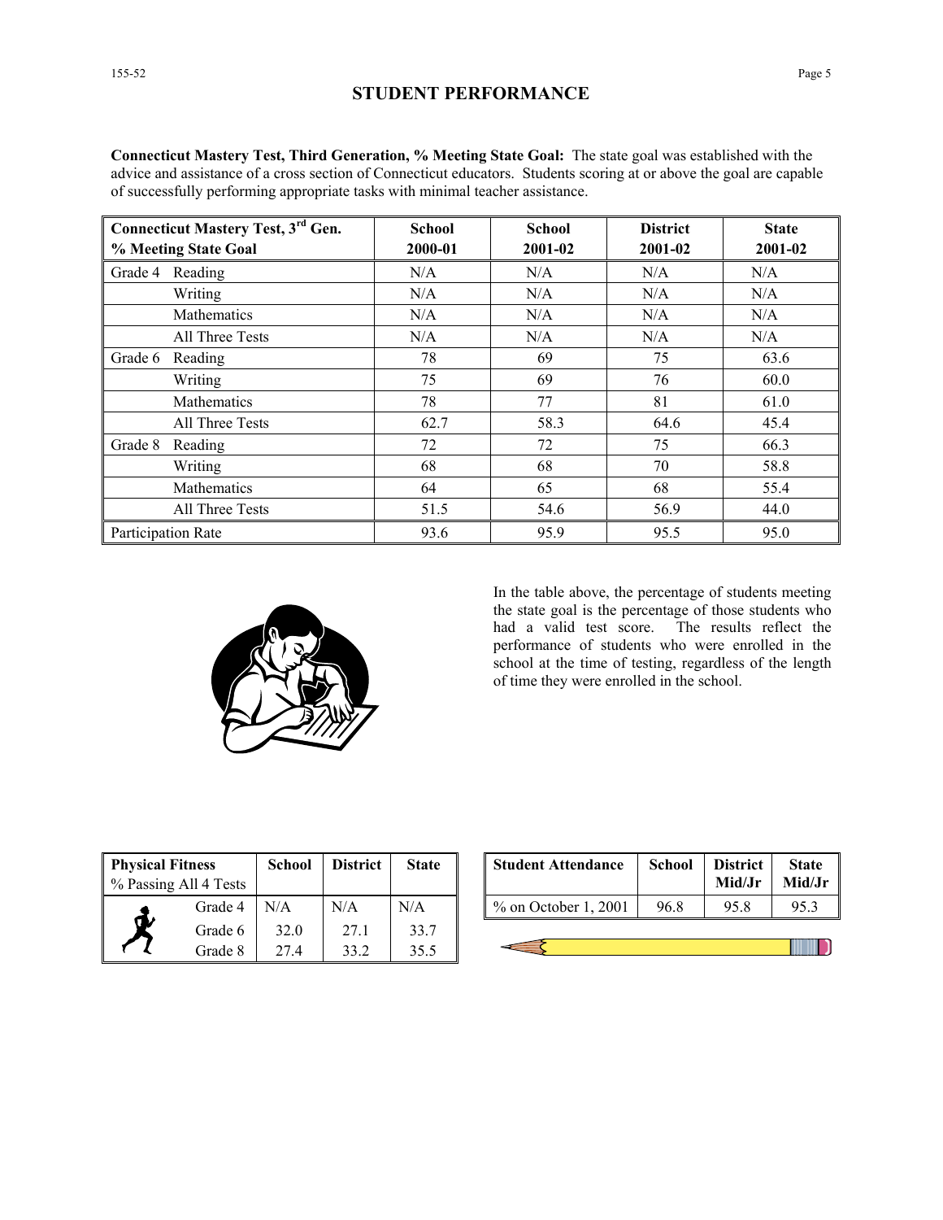# STUDENT PERFORMANCE

**Connecticut Mastery Test, Third Generation, % Meeting State Goal:** The state goal was established with the advice and assistance of a cross section of Connecticut educators. Students scoring at or above the goal are capable of successfully performing appropriate tasks with minimal teacher assistance.

| Connecticut Mastery Test, 3rd Gen. % Meeting State Goal | | School 2000-01 | School 2001-02 | District 2001-02 | State 2001-02 |
|---|---|---|---|---|---|
| Grade 4 | Reading | N/A | N/A | N/A | N/A |
| | Writing | N/A | N/A | N/A | N/A |
| | Mathematics | N/A | N/A | N/A | N/A |
| | All Three Tests | N/A | N/A | N/A | N/A |
| Grade 6 | Reading | 78 | 69 | 75 | 63.6 |
| | Writing | 75 | 69 | 76 | 60.0 |
| | Mathematics | 78 | 77 | 81 | 61.0 |
| | All Three Tests | 62.7 | 58.3 | 64.6 | 45.4 |
| Grade 8 | Reading | 72 | 72 | 75 | 66.3 |
| | Writing | 68 | 68 | 70 | 58.8 |
| | Mathematics | 64 | 65 | 68 | 55.4 |
| | All Three Tests | 51.5 | 54.6 | 56.9 | 44.0 |
| Participation Rate | | 93.6 | 95.9 | 95.5 | 95.0 |

In the table above, the percentage of students meeting the state goal is the percentage of those students who had a valid test score. The results reflect the performance of students who were enrolled in the school at the time of testing, regardless of the length of time they were enrolled in the school.

| Physical Fitness % Passing All 4 Tests | School | District | State |
|---|---|---|---|
| Grade 4 | N/A | N/A | N/A |
| Grade 6 | 32.0 | 27.1 | 33.7 |
| Grade 8 | 27.4 | 33.2 | 35.5 |

| Student Attendance | School | District Mid/Jr | State Mid/Jr |
|---|---|---|---|
| % on October 1, 2001 | 96.8 | 95.8 | 95.3 |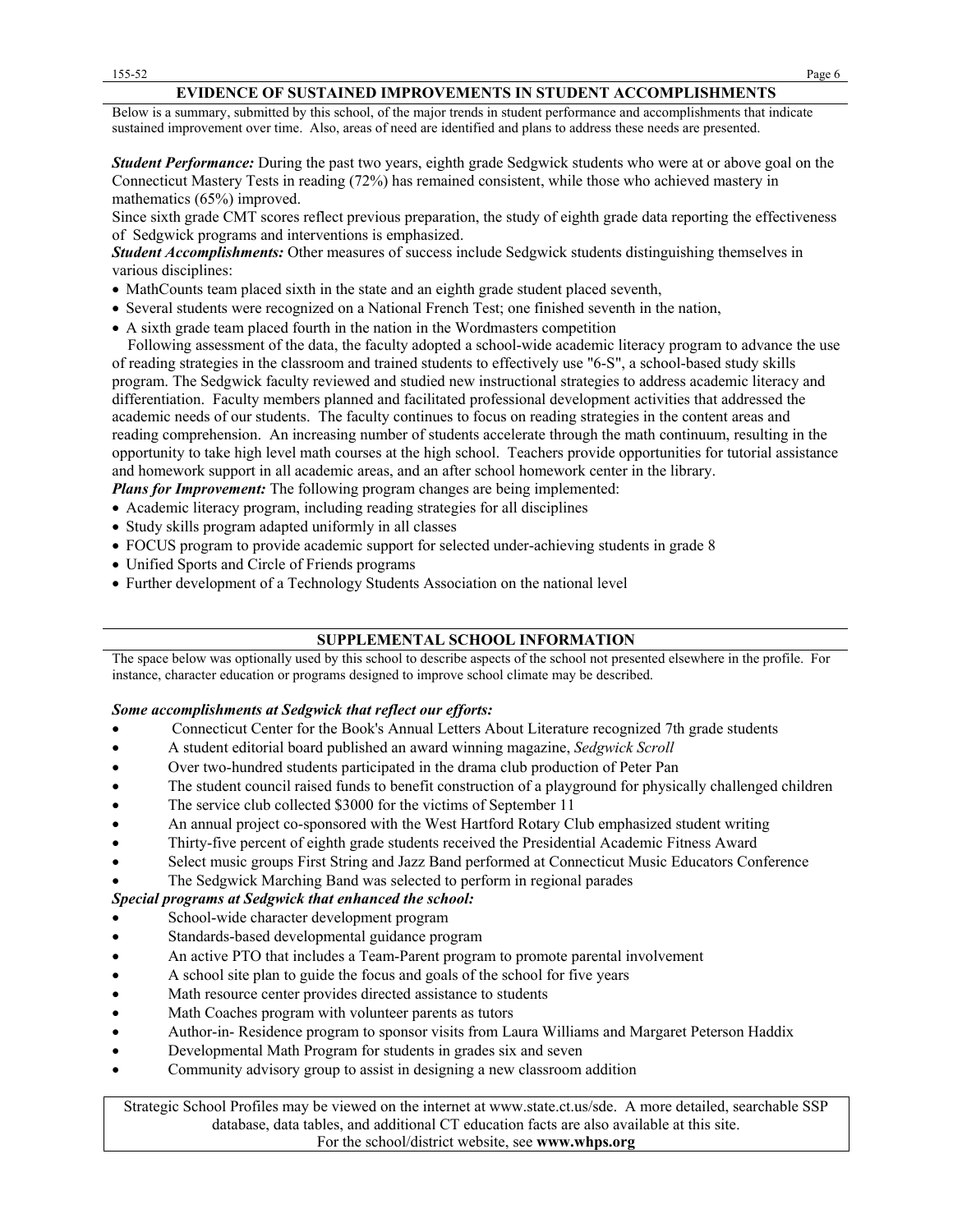## EVIDENCE OF SUSTAINED IMPROVEMENTS IN STUDENT ACCOMPLISHMENTS

Below is a summary, submitted by this school, of the major trends in student performance and accomplishments that indicate sustained improvement over time. Also, areas of need are identified and plans to address these needs are presented.

***Student Performance:*** During the past two years, eighth grade Sedgwick students who were at or above goal on the Connecticut Mastery Tests in reading (72%) has remained consistent, while those who achieved mastery in mathematics (65%) improved.

Since sixth grade CMT scores reflect previous preparation, the study of eighth grade data reporting the effectiveness of Sedgwick programs and interventions is emphasized.

***Student Accomplishments:*** Other measures of success include Sedgwick students distinguishing themselves in various disciplines:

- MathCounts team placed sixth in the state and an eighth grade student placed seventh,
- Several students were recognized on a National French Test; one finished seventh in the nation,
- A sixth grade team placed fourth in the nation in the Wordmasters competition

Following assessment of the data, the faculty adopted a school-wide academic literacy program to advance the use of reading strategies in the classroom and trained students to effectively use "6-S", a school-based study skills program. The Sedgwick faculty reviewed and studied new instructional strategies to address academic literacy and differentiation. Faculty members planned and facilitated professional development activities that addressed the academic needs of our students. The faculty continues to focus on reading strategies in the content areas and reading comprehension. An increasing number of students accelerate through the math continuum, resulting in the opportunity to take high level math courses at the high school. Teachers provide opportunities for tutorial assistance and homework support in all academic areas, and an after school homework center in the library.

***Plans for Improvement:*** The following program changes are being implemented:

- Academic literacy program, including reading strategies for all disciplines
- Study skills program adapted uniformly in all classes
- FOCUS program to provide academic support for selected under-achieving students in grade 8
- Unified Sports and Circle of Friends programs
- Further development of a Technology Students Association on the national level

## SUPPLEMENTAL SCHOOL INFORMATION

The space below was optionally used by this school to describe aspects of the school not presented elsewhere in the profile. For instance, character education or programs designed to improve school climate may be described.

***Some accomplishments at Sedgwick that reflect our efforts:***

- Connecticut Center for the Book's Annual Letters About Literature recognized 7th grade students
- A student editorial board published an award winning magazine, *Sedgwick Scroll*
- Over two-hundred students participated in the drama club production of Peter Pan
- The student council raised funds to benefit construction of a playground for physically challenged children
- The service club collected $3000 for the victims of September 11
- An annual project co-sponsored with the West Hartford Rotary Club emphasized student writing
- Thirty-five percent of eighth grade students received the Presidential Academic Fitness Award
- Select music groups First String and Jazz Band performed at Connecticut Music Educators Conference
- The Sedgwick Marching Band was selected to perform in regional parades

***Special programs at Sedgwick that enhanced the school:***

- School-wide character development program
- Standards-based developmental guidance program
- An active PTO that includes a Team-Parent program to promote parental involvement
- A school site plan to guide the focus and goals of the school for five years
- Math resource center provides directed assistance to students
- Math Coaches program with volunteer parents as tutors
- Author-in- Residence program to sponsor visits from Laura Williams and Margaret Peterson Haddix
- Developmental Math Program for students in grades six and seven
- Community advisory group to assist in designing a new classroom addition

Strategic School Profiles may be viewed on the internet at www.state.ct.us/sde. A more detailed, searchable SSP database, data tables, and additional CT education facts are also available at this site.
For the school/district website, see **www.whps.org**